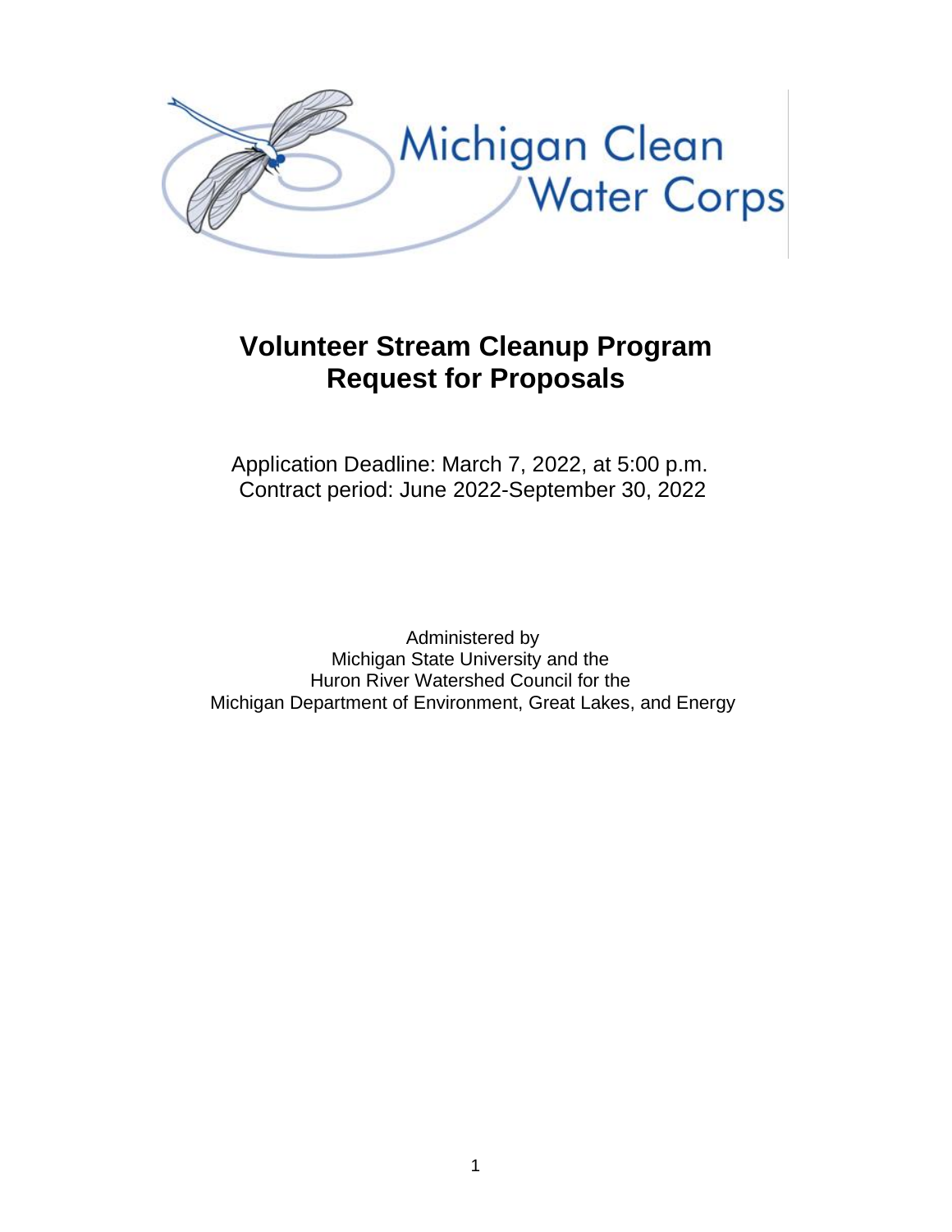Michigan Clean Water Corps

# Volunteer Stream Cleanup Program
# Request for Proposals

Application Deadline: March 7, 2022, at 5:00 p.m.
Contract period: June 2022-September 30, 2022

Administered by
Michigan State University and the
Huron River Watershed Council for the
Michigan Department of Environment, Great Lakes, and Energy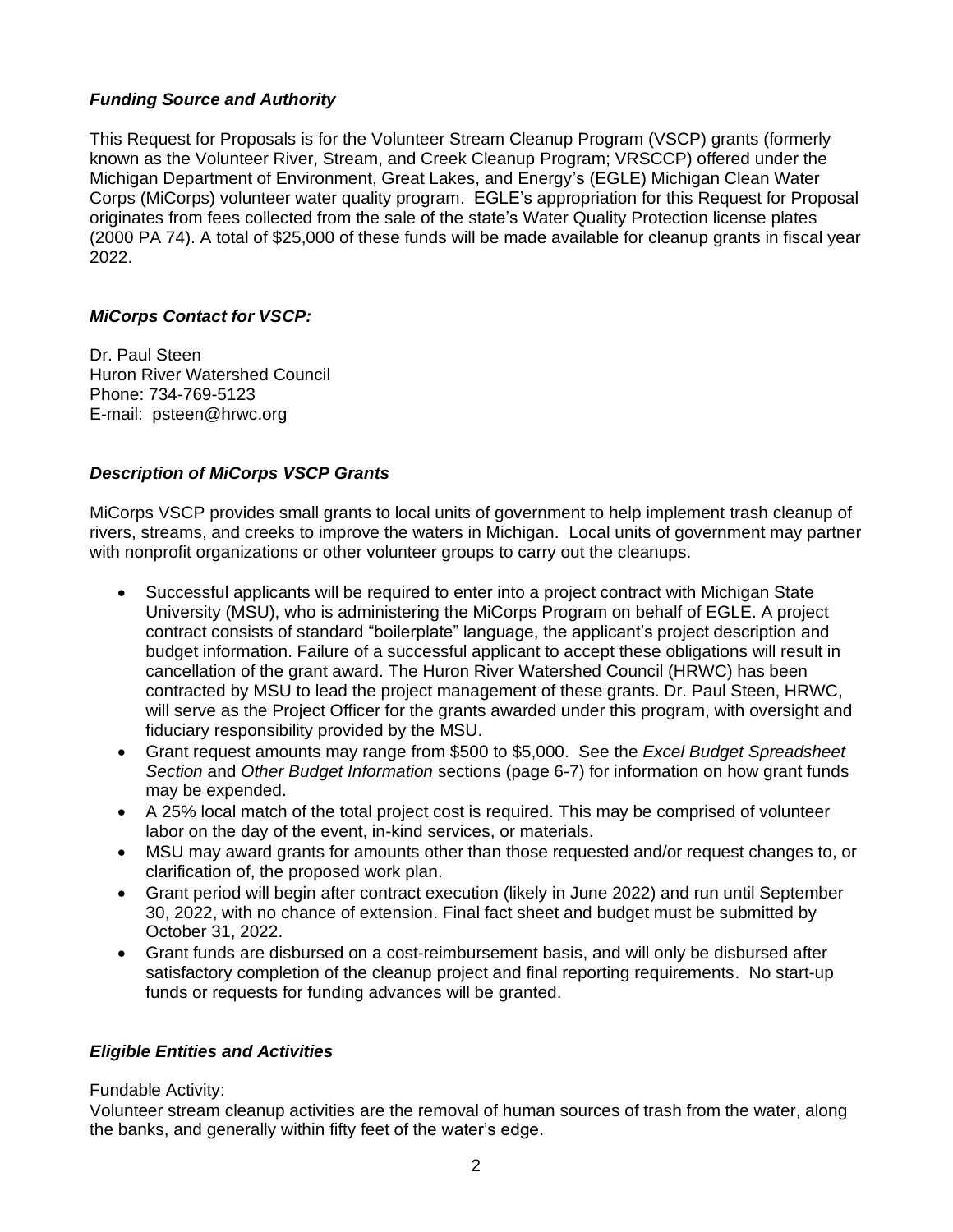### *Funding Source and Authority*

This Request for Proposals is for the Volunteer Stream Cleanup Program (VSCP) grants (formerly known as the Volunteer River, Stream, and Creek Cleanup Program; VRSCCP) offered under the Michigan Department of Environment, Great Lakes, and Energy's (EGLE) Michigan Clean Water Corps (MiCorps) volunteer water quality program. EGLE's appropriation for this Request for Proposal originates from fees collected from the sale of the state's Water Quality Protection license plates (2000 PA 74). A total of $25,000 of these funds will be made available for cleanup grants in fiscal year 2022.

### *MiCorps Contact for VSCP:*

Dr. Paul Steen
Huron River Watershed Council
Phone: 734-769-5123
E-mail: psteen@hrwc.org

### *Description of MiCorps VSCP Grants*

MiCorps VSCP provides small grants to local units of government to help implement trash cleanup of rivers, streams, and creeks to improve the waters in Michigan. Local units of government may partner with nonprofit organizations or other volunteer groups to carry out the cleanups.

- Successful applicants will be required to enter into a project contract with Michigan State University (MSU), who is administering the MiCorps Program on behalf of EGLE. A project contract consists of standard "boilerplate" language, the applicant's project description and budget information. Failure of a successful applicant to accept these obligations will result in cancellation of the grant award. The Huron River Watershed Council (HRWC) has been contracted by MSU to lead the project management of these grants. Dr. Paul Steen, HRWC, will serve as the Project Officer for the grants awarded under this program, with oversight and fiduciary responsibility provided by the MSU.
- Grant request amounts may range from $500 to $5,000. See the *Excel Budget Spreadsheet Section* and *Other Budget Information* sections (page 6-7) for information on how grant funds may be expended.
- A 25% local match of the total project cost is required. This may be comprised of volunteer labor on the day of the event, in-kind services, or materials.
- MSU may award grants for amounts other than those requested and/or request changes to, or clarification of, the proposed work plan.
- Grant period will begin after contract execution (likely in June 2022) and run until September 30, 2022, with no chance of extension. Final fact sheet and budget must be submitted by October 31, 2022.
- Grant funds are disbursed on a cost-reimbursement basis, and will only be disbursed after satisfactory completion of the cleanup project and final reporting requirements. No start-up funds or requests for funding advances will be granted.

### *Eligible Entities and Activities*

Fundable Activity:
Volunteer stream cleanup activities are the removal of human sources of trash from the water, along the banks, and generally within fifty feet of the water's edge.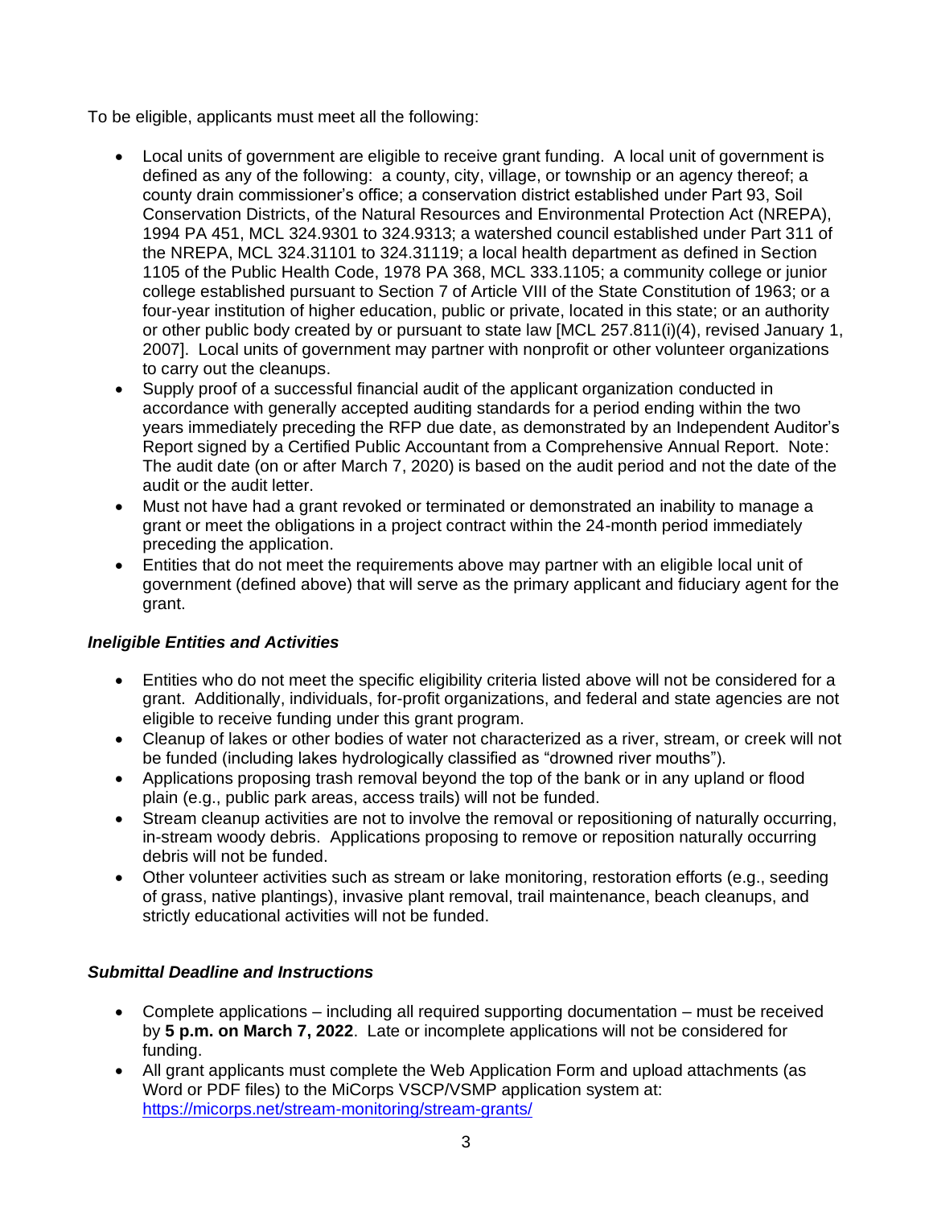To be eligible, applicants must meet all the following:

- Local units of government are eligible to receive grant funding. A local unit of government is defined as any of the following: a county, city, village, or township or an agency thereof; a county drain commissioner's office; a conservation district established under Part 93, Soil Conservation Districts, of the Natural Resources and Environmental Protection Act (NREPA), 1994 PA 451, MCL 324.9301 to 324.9313; a watershed council established under Part 311 of the NREPA, MCL 324.31101 to 324.31119; a local health department as defined in Section 1105 of the Public Health Code, 1978 PA 368, MCL 333.1105; a community college or junior college established pursuant to Section 7 of Article VIII of the State Constitution of 1963; or a four-year institution of higher education, public or private, located in this state; or an authority or other public body created by or pursuant to state law [MCL 257.811(i)(4), revised January 1, 2007]. Local units of government may partner with nonprofit or other volunteer organizations to carry out the cleanups.
- Supply proof of a successful financial audit of the applicant organization conducted in accordance with generally accepted auditing standards for a period ending within the two years immediately preceding the RFP due date, as demonstrated by an Independent Auditor's Report signed by a Certified Public Accountant from a Comprehensive Annual Report. Note: The audit date (on or after March 7, 2020) is based on the audit period and not the date of the audit or the audit letter.
- Must not have had a grant revoked or terminated or demonstrated an inability to manage a grant or meet the obligations in a project contract within the 24-month period immediately preceding the application.
- Entities that do not meet the requirements above may partner with an eligible local unit of government (defined above) that will serve as the primary applicant and fiduciary agent for the grant.

### *Ineligible Entities and Activities*

- Entities who do not meet the specific eligibility criteria listed above will not be considered for a grant. Additionally, individuals, for-profit organizations, and federal and state agencies are not eligible to receive funding under this grant program.
- Cleanup of lakes or other bodies of water not characterized as a river, stream, or creek will not be funded (including lakes hydrologically classified as "drowned river mouths").
- Applications proposing trash removal beyond the top of the bank or in any upland or flood plain (e.g., public park areas, access trails) will not be funded.
- Stream cleanup activities are not to involve the removal or repositioning of naturally occurring, in-stream woody debris. Applications proposing to remove or reposition naturally occurring debris will not be funded.
- Other volunteer activities such as stream or lake monitoring, restoration efforts (e.g., seeding of grass, native plantings), invasive plant removal, trail maintenance, beach cleanups, and strictly educational activities will not be funded.

### *Submittal Deadline and Instructions*

- Complete applications – including all required supporting documentation – must be received by **5 p.m. on March 7, 2022**. Late or incomplete applications will not be considered for funding.
- All grant applicants must complete the Web Application Form and upload attachments (as Word or PDF files) to the MiCorps VSCP/VSMP application system at: [https://micorps.net/stream-monitoring/stream-grants/](https://micorps.net/stream-monitoring/stream-grants/)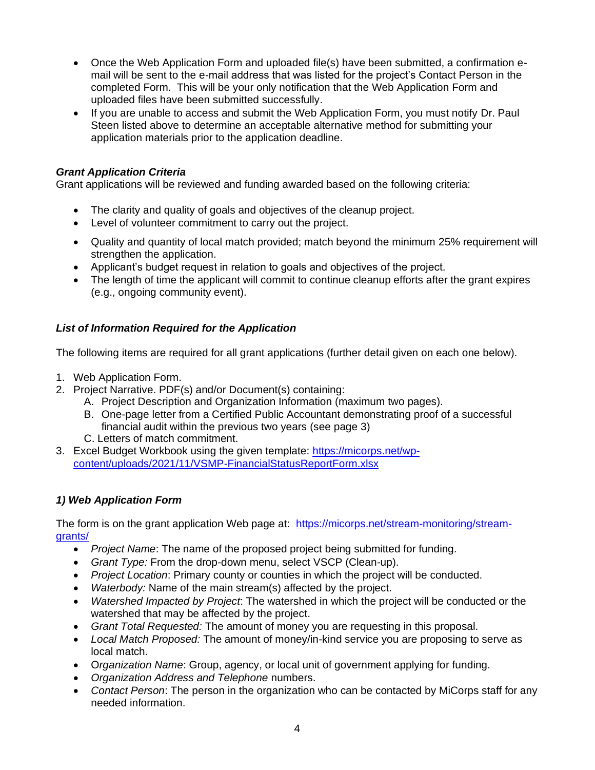- Once the Web Application Form and uploaded file(s) have been submitted, a confirmation e-mail will be sent to the e-mail address that was listed for the project's Contact Person in the completed Form. This will be your only notification that the Web Application Form and uploaded files have been submitted successfully.
- If you are unable to access and submit the Web Application Form, you must notify Dr. Paul Steen listed above to determine an acceptable alternative method for submitting your application materials prior to the application deadline.

### *Grant Application Criteria*

Grant applications will be reviewed and funding awarded based on the following criteria:

- The clarity and quality of goals and objectives of the cleanup project.
- Level of volunteer commitment to carry out the project.
- Quality and quantity of local match provided; match beyond the minimum 25% requirement will strengthen the application.
- Applicant's budget request in relation to goals and objectives of the project.
- The length of time the applicant will commit to continue cleanup efforts after the grant expires (e.g., ongoing community event).

### *List of Information Required for the Application*

The following items are required for all grant applications (further detail given on each one below).

1. Web Application Form.
2. Project Narrative. PDF(s) and/or Document(s) containing:
   A. Project Description and Organization Information (maximum two pages).
   B. One-page letter from a Certified Public Accountant demonstrating proof of a successful financial audit within the previous two years (see page 3)
   C. Letters of match commitment.
3. Excel Budget Workbook using the given template: [https://micorps.net/wp-content/uploads/2021/11/VSMP-FinancialStatusReportForm.xlsx](https://micorps.net/wp-content/uploads/2021/11/VSMP-FinancialStatusReportForm.xlsx)

### *1) Web Application Form*

The form is on the grant application Web page at: [https://micorps.net/stream-monitoring/stream-grants/](https://micorps.net/stream-monitoring/stream-grants/)

- *Project Name*: The name of the proposed project being submitted for funding.
- *Grant Type:* From the drop-down menu, select VSCP (Clean-up).
- *Project Location*: Primary county or counties in which the project will be conducted.
- *Waterbody:* Name of the main stream(s) affected by the project.
- *Watershed Impacted by Project*: The watershed in which the project will be conducted or the watershed that may be affected by the project.
- *Grant Total Requested:* The amount of money you are requesting in this proposal.
- *Local Match Proposed:* The amount of money/in-kind service you are proposing to serve as local match.
- *Organization Name*: Group, agency, or local unit of government applying for funding.
- *Organization Address and Telephone* numbers.
- *Contact Person*: The person in the organization who can be contacted by MiCorps staff for any needed information.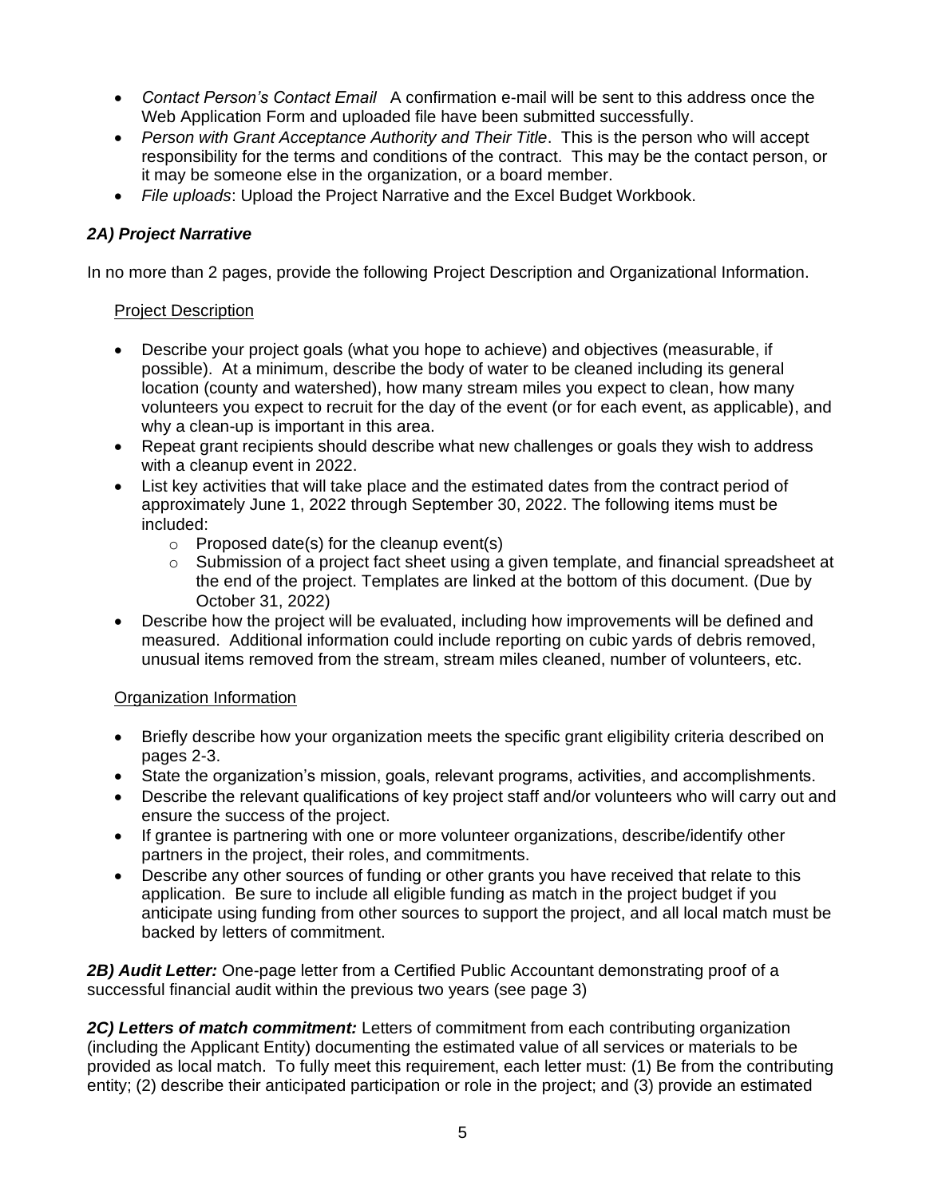- *Contact Person's Contact Email* A confirmation e-mail will be sent to this address once the Web Application Form and uploaded file have been submitted successfully.
- *Person with Grant Acceptance Authority and Their Title*. This is the person who will accept responsibility for the terms and conditions of the contract. This may be the contact person, or it may be someone else in the organization, or a board member.
- *File uploads*: Upload the Project Narrative and the Excel Budget Workbook.

### *2A) Project Narrative*

In no more than 2 pages, provide the following Project Description and Organizational Information.

<u>Project Description</u>

- Describe your project goals (what you hope to achieve) and objectives (measurable, if possible). At a minimum, describe the body of water to be cleaned including its general location (county and watershed), how many stream miles you expect to clean, how many volunteers you expect to recruit for the day of the event (or for each event, as applicable), and why a clean-up is important in this area.
- Repeat grant recipients should describe what new challenges or goals they wish to address with a cleanup event in 2022.
- List key activities that will take place and the estimated dates from the contract period of approximately June 1, 2022 through September 30, 2022. The following items must be included:
  - Proposed date(s) for the cleanup event(s)
  - Submission of a project fact sheet using a given template, and financial spreadsheet at the end of the project. Templates are linked at the bottom of this document. (Due by October 31, 2022)
- Describe how the project will be evaluated, including how improvements will be defined and measured. Additional information could include reporting on cubic yards of debris removed, unusual items removed from the stream, stream miles cleaned, number of volunteers, etc.

<u>Organization Information</u>

- Briefly describe how your organization meets the specific grant eligibility criteria described on pages 2-3.
- State the organization's mission, goals, relevant programs, activities, and accomplishments.
- Describe the relevant qualifications of key project staff and/or volunteers who will carry out and ensure the success of the project.
- If grantee is partnering with one or more volunteer organizations, describe/identify other partners in the project, their roles, and commitments.
- Describe any other sources of funding or other grants you have received that relate to this application. Be sure to include all eligible funding as match in the project budget if you anticipate using funding from other sources to support the project, and all local match must be backed by letters of commitment.

***2B) Audit Letter:*** One-page letter from a Certified Public Accountant demonstrating proof of a successful financial audit within the previous two years (see page 3)

***2C) Letters of match commitment:*** Letters of commitment from each contributing organization (including the Applicant Entity) documenting the estimated value of all services or materials to be provided as local match. To fully meet this requirement, each letter must: (1) Be from the contributing entity; (2) describe their anticipated participation or role in the project; and (3) provide an estimated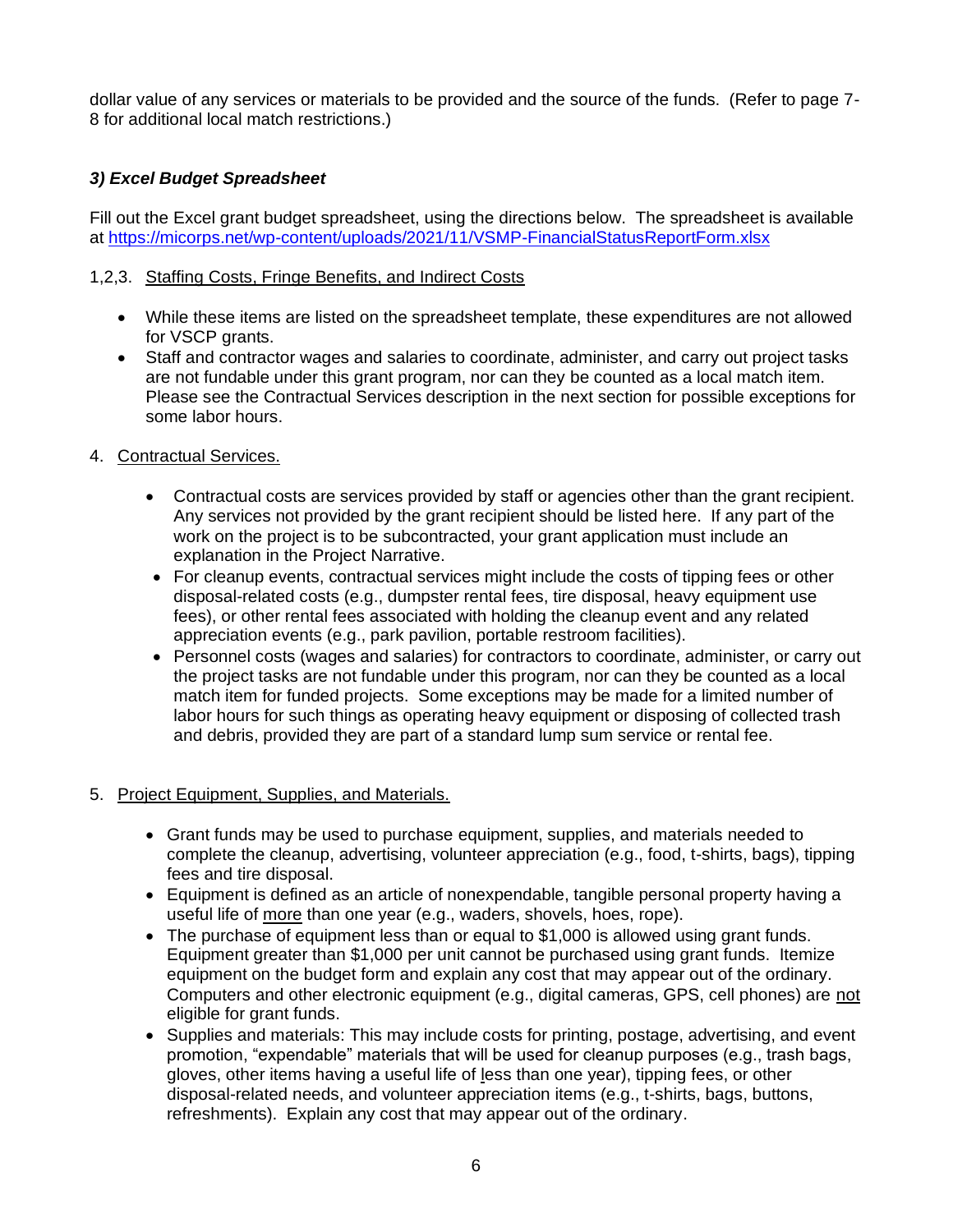dollar value of any services or materials to be provided and the source of the funds. (Refer to page 7-8 for additional local match restrictions.)

### *3) Excel Budget Spreadsheet*

Fill out the Excel grant budget spreadsheet, using the directions below. The spreadsheet is available at [https://micorps.net/wp-content/uploads/2021/11/VSMP-FinancialStatusReportForm.xlsx](https://micorps.net/wp-content/uploads/2021/11/VSMP-FinancialStatusReportForm.xlsx)

1,2,3. <u>Staffing Costs, Fringe Benefits, and Indirect Costs</u>

- While these items are listed on the spreadsheet template, these expenditures are not allowed for VSCP grants.
- Staff and contractor wages and salaries to coordinate, administer, and carry out project tasks are not fundable under this grant program, nor can they be counted as a local match item. Please see the Contractual Services description in the next section for possible exceptions for some labor hours.

4. <u>Contractual Services.</u>

   - Contractual costs are services provided by staff or agencies other than the grant recipient. Any services not provided by the grant recipient should be listed here. If any part of the work on the project is to be subcontracted, your grant application must include an explanation in the Project Narrative.
   - For cleanup events, contractual services might include the costs of tipping fees or other disposal-related costs (e.g., dumpster rental fees, tire disposal, heavy equipment use fees), or other rental fees associated with holding the cleanup event and any related appreciation events (e.g., park pavilion, portable restroom facilities).
   - Personnel costs (wages and salaries) for contractors to coordinate, administer, or carry out the project tasks are not fundable under this program, nor can they be counted as a local match item for funded projects. Some exceptions may be made for a limited number of labor hours for such things as operating heavy equipment or disposing of collected trash and debris, provided they are part of a standard lump sum service or rental fee.

5. <u>Project Equipment, Supplies, and Materials.</u>

   - Grant funds may be used to purchase equipment, supplies, and materials needed to complete the cleanup, advertising, volunteer appreciation (e.g., food, t-shirts, bags), tipping fees and tire disposal.
   - Equipment is defined as an article of nonexpendable, tangible personal property having a useful life of <u>more</u> than one year (e.g., waders, shovels, hoes, rope).
   - The purchase of equipment less than or equal to $1,000 is allowed using grant funds. Equipment greater than $1,000 per unit cannot be purchased using grant funds. Itemize equipment on the budget form and explain any cost that may appear out of the ordinary. Computers and other electronic equipment (e.g., digital cameras, GPS, cell phones) are <u>not</u> eligible for grant funds.
   - Supplies and materials: This may include costs for printing, postage, advertising, and event promotion, "expendable" materials that will be used for cleanup purposes (e.g., trash bags, gloves, other items having a useful life of <u>l</u>ess than one year), tipping fees, or other disposal-related needs, and volunteer appreciation items (e.g., t-shirts, bags, buttons, refreshments). Explain any cost that may appear out of the ordinary.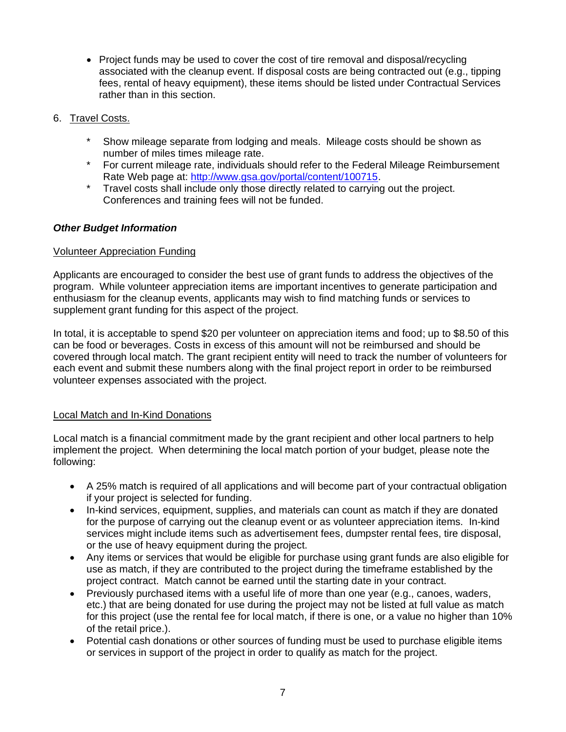- Project funds may be used to cover the cost of tire removal and disposal/recycling associated with the cleanup event. If disposal costs are being contracted out (e.g., tipping fees, rental of heavy equipment), these items should be listed under Contractual Services rather than in this section.

6. Travel Costs.

    * Show mileage separate from lodging and meals. Mileage costs should be shown as number of miles times mileage rate.
    * For current mileage rate, individuals should refer to the Federal Mileage Reimbursement Rate Web page at: [http://www.gsa.gov/portal/content/100715](http://www.gsa.gov/portal/content/100715).
    * Travel costs shall include only those directly related to carrying out the project. Conferences and training fees will not be funded.

### *Other Budget Information*

Volunteer Appreciation Funding

Applicants are encouraged to consider the best use of grant funds to address the objectives of the program. While volunteer appreciation items are important incentives to generate participation and enthusiasm for the cleanup events, applicants may wish to find matching funds or services to supplement grant funding for this aspect of the project.

In total, it is acceptable to spend $20 per volunteer on appreciation items and food; up to $8.50 of this can be food or beverages. Costs in excess of this amount will not be reimbursed and should be covered through local match. The grant recipient entity will need to track the number of volunteers for each event and submit these numbers along with the final project report in order to be reimbursed volunteer expenses associated with the project.

Local Match and In-Kind Donations

Local match is a financial commitment made by the grant recipient and other local partners to help implement the project. When determining the local match portion of your budget, please note the following:

- A 25% match is required of all applications and will become part of your contractual obligation if your project is selected for funding.
- In-kind services, equipment, supplies, and materials can count as match if they are donated for the purpose of carrying out the cleanup event or as volunteer appreciation items. In-kind services might include items such as advertisement fees, dumpster rental fees, tire disposal, or the use of heavy equipment during the project.
- Any items or services that would be eligible for purchase using grant funds are also eligible for use as match, if they are contributed to the project during the timeframe established by the project contract. Match cannot be earned until the starting date in your contract.
- Previously purchased items with a useful life of more than one year (e.g., canoes, waders, etc.) that are being donated for use during the project may not be listed at full value as match for this project (use the rental fee for local match, if there is one, or a value no higher than 10% of the retail price.).
- Potential cash donations or other sources of funding must be used to purchase eligible items or services in support of the project in order to qualify as match for the project.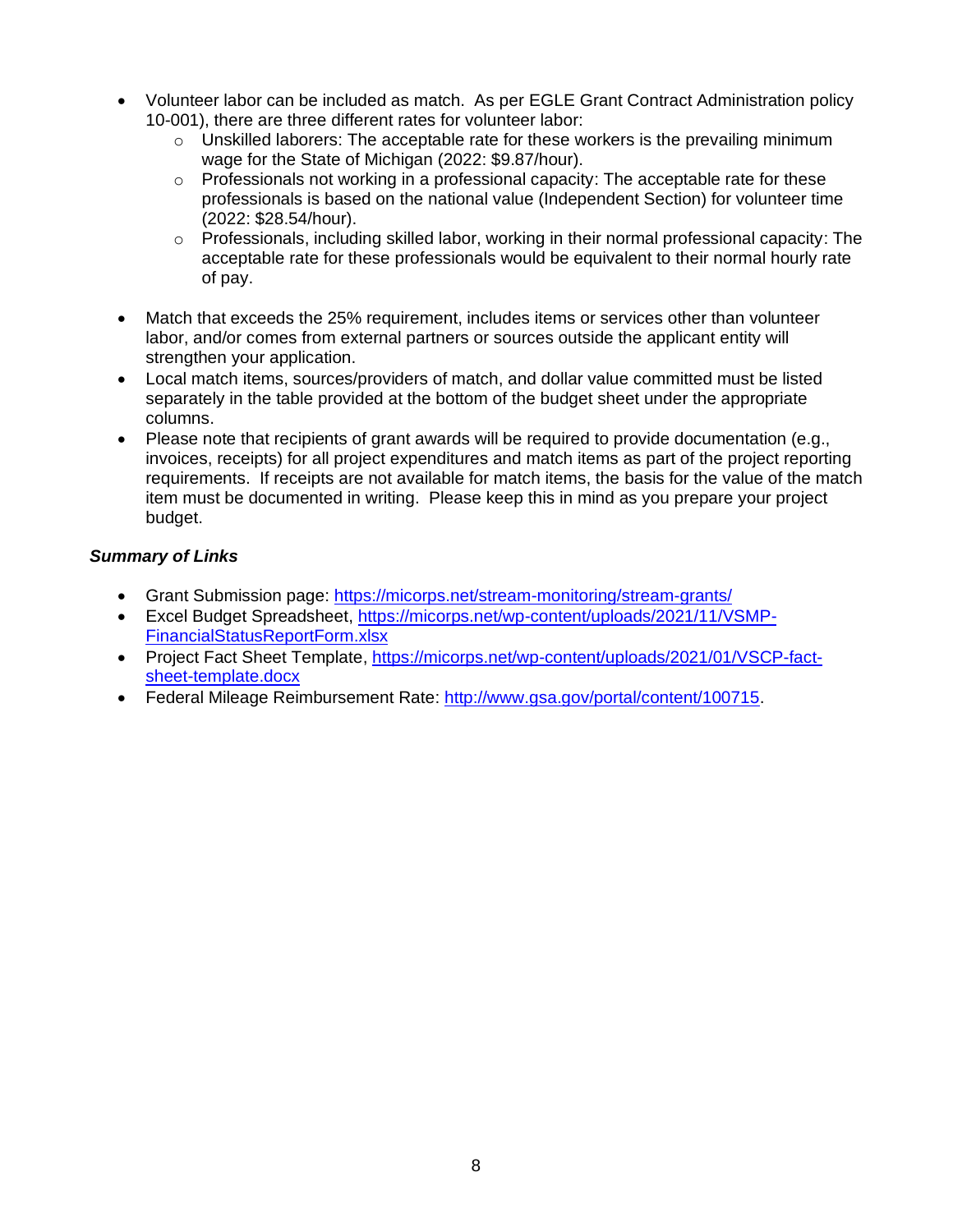- Volunteer labor can be included as match. As per EGLE Grant Contract Administration policy 10-001), there are three different rates for volunteer labor:
  - Unskilled laborers: The acceptable rate for these workers is the prevailing minimum wage for the State of Michigan (2022: $9.87/hour).
  - Professionals not working in a professional capacity: The acceptable rate for these professionals is based on the national value (Independent Section) for volunteer time (2022: $28.54/hour).
  - Professionals, including skilled labor, working in their normal professional capacity: The acceptable rate for these professionals would be equivalent to their normal hourly rate of pay.

- Match that exceeds the 25% requirement, includes items or services other than volunteer labor, and/or comes from external partners or sources outside the applicant entity will strengthen your application.
- Local match items, sources/providers of match, and dollar value committed must be listed separately in the table provided at the bottom of the budget sheet under the appropriate columns.
- Please note that recipients of grant awards will be required to provide documentation (e.g., invoices, receipts) for all project expenditures and match items as part of the project reporting requirements. If receipts are not available for match items, the basis for the value of the match item must be documented in writing. Please keep this in mind as you prepare your project budget.

***Summary of Links***

- Grant Submission page: https://micorps.net/stream-monitoring/stream-grants/
- Excel Budget Spreadsheet, https://micorps.net/wp-content/uploads/2021/11/VSMP-FinancialStatusReportForm.xlsx
- Project Fact Sheet Template, https://micorps.net/wp-content/uploads/2021/01/VSCP-fact-sheet-template.docx
- Federal Mileage Reimbursement Rate: http://www.gsa.gov/portal/content/100715.